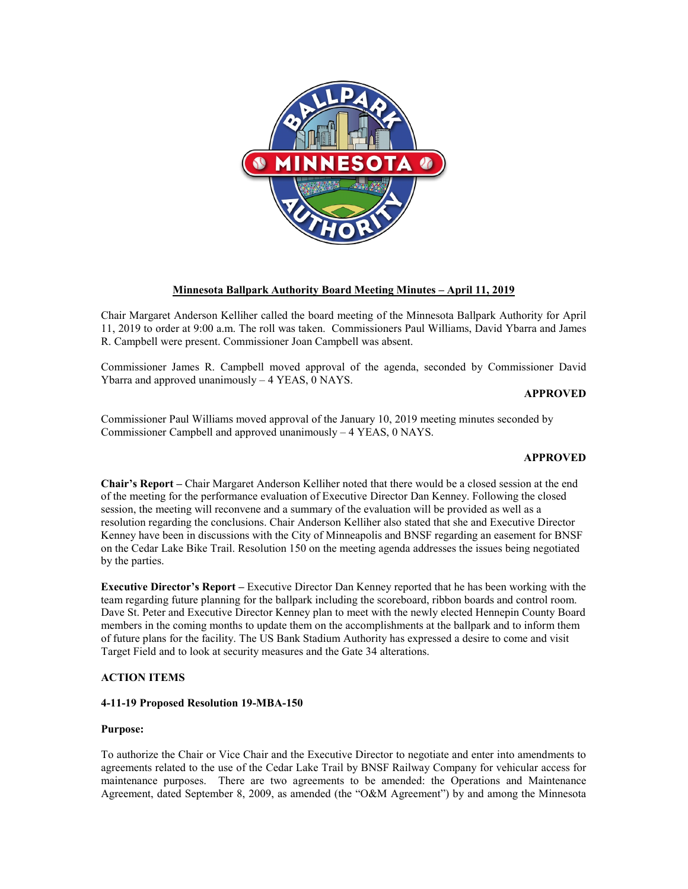# Minnesota Ballpark Authority Board Meeting Minutes – April 11, 2019

Chair Margaret Anderson Kelliher called the board meeting of the Minnesota Ballpark Authority for April 11, 2019 to order at 9:00 a.m. The roll was taken. Commissioners Paul Williams, David Ybarra and James R. Campbell were present. Commissioner Joan Campbell was absent.

Commissioner James R. Campbell moved approval of the agenda, seconded by Commissioner David Ybarra and approved unanimously – 4 YEAS, 0 NAYS.

**APPROVED**

Commissioner Paul Williams moved approval of the January 10, 2019 meeting minutes seconded by Commissioner Campbell and approved unanimously – 4 YEAS, 0 NAYS.

**APPROVED**

**Chair's Report –** Chair Margaret Anderson Kelliher noted that there would be a closed session at the end of the meeting for the performance evaluation of Executive Director Dan Kenney. Following the closed session, the meeting will reconvene and a summary of the evaluation will be provided as well as a resolution regarding the conclusions. Chair Anderson Kelliher also stated that she and Executive Director Kenney have been in discussions with the City of Minneapolis and BNSF regarding an easement for BNSF on the Cedar Lake Bike Trail. Resolution 150 on the meeting agenda addresses the issues being negotiated by the parties.

**Executive Director's Report –** Executive Director Dan Kenney reported that he has been working with the team regarding future planning for the ballpark including the scoreboard, ribbon boards and control room. Dave St. Peter and Executive Director Kenney plan to meet with the newly elected Hennepin County Board members in the coming months to update them on the accomplishments at the ballpark and to inform them of future plans for the facility. The US Bank Stadium Authority has expressed a desire to come and visit Target Field and to look at security measures and the Gate 34 alterations.

**ACTION ITEMS**

**4-11-19 Proposed Resolution 19-MBA-150**

**Purpose:**

To authorize the Chair or Vice Chair and the Executive Director to negotiate and enter into amendments to agreements related to the use of the Cedar Lake Trail by BNSF Railway Company for vehicular access for maintenance purposes. There are two agreements to be amended: the Operations and Maintenance Agreement, dated September 8, 2009, as amended (the "O&M Agreement") by and among the Minnesota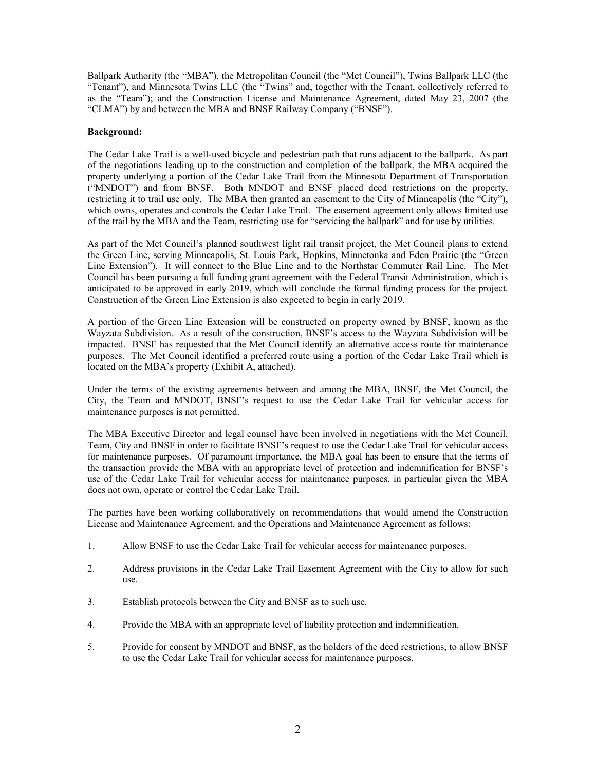Ballpark Authority (the "MBA"), the Metropolitan Council (the "Met Council"), Twins Ballpark LLC (the "Tenant"), and Minnesota Twins LLC (the "Twins" and, together with the Tenant, collectively referred to as the "Team"); and the Construction License and Maintenance Agreement, dated May 23, 2007 (the "CLMA") by and between the MBA and BNSF Railway Company ("BNSF").

**Background:**

The Cedar Lake Trail is a well-used bicycle and pedestrian path that runs adjacent to the ballpark. As part of the negotiations leading up to the construction and completion of the ballpark, the MBA acquired the property underlying a portion of the Cedar Lake Trail from the Minnesota Department of Transportation ("MNDOT") and from BNSF. Both MNDOT and BNSF placed deed restrictions on the property, restricting it to trail use only. The MBA then granted an easement to the City of Minneapolis (the "City"), which owns, operates and controls the Cedar Lake Trail. The easement agreement only allows limited use of the trail by the MBA and the Team, restricting use for "servicing the ballpark" and for use by utilities.

As part of the Met Council's planned southwest light rail transit project, the Met Council plans to extend the Green Line, serving Minneapolis, St. Louis Park, Hopkins, Minnetonka and Eden Prairie (the "Green Line Extension"). It will connect to the Blue Line and to the Northstar Commuter Rail Line. The Met Council has been pursuing a full funding grant agreement with the Federal Transit Administration, which is anticipated to be approved in early 2019, which will conclude the formal funding process for the project. Construction of the Green Line Extension is also expected to begin in early 2019.

A portion of the Green Line Extension will be constructed on property owned by BNSF, known as the Wayzata Subdivision. As a result of the construction, BNSF's access to the Wayzata Subdivision will be impacted. BNSF has requested that the Met Council identify an alternative access route for maintenance purposes. The Met Council identified a preferred route using a portion of the Cedar Lake Trail which is located on the MBA's property (Exhibit A, attached).

Under the terms of the existing agreements between and among the MBA, BNSF, the Met Council, the City, the Team and MNDOT, BNSF's request to use the Cedar Lake Trail for vehicular access for maintenance purposes is not permitted.

The MBA Executive Director and legal counsel have been involved in negotiations with the Met Council, Team, City and BNSF in order to facilitate BNSF's request to use the Cedar Lake Trail for vehicular access for maintenance purposes. Of paramount importance, the MBA goal has been to ensure that the terms of the transaction provide the MBA with an appropriate level of protection and indemnification for BNSF's use of the Cedar Lake Trail for vehicular access for maintenance purposes, in particular given the MBA does not own, operate or control the Cedar Lake Trail.

The parties have been working collaboratively on recommendations that would amend the Construction License and Maintenance Agreement, and the Operations and Maintenance Agreement as follows:

1. Allow BNSF to use the Cedar Lake Trail for vehicular access for maintenance purposes.
2. Address provisions in the Cedar Lake Trail Easement Agreement with the City to allow for such use.
3. Establish protocols between the City and BNSF as to such use.
4. Provide the MBA with an appropriate level of liability protection and indemnification.
5. Provide for consent by MNDOT and BNSF, as the holders of the deed restrictions, to allow BNSF to use the Cedar Lake Trail for vehicular access for maintenance purposes.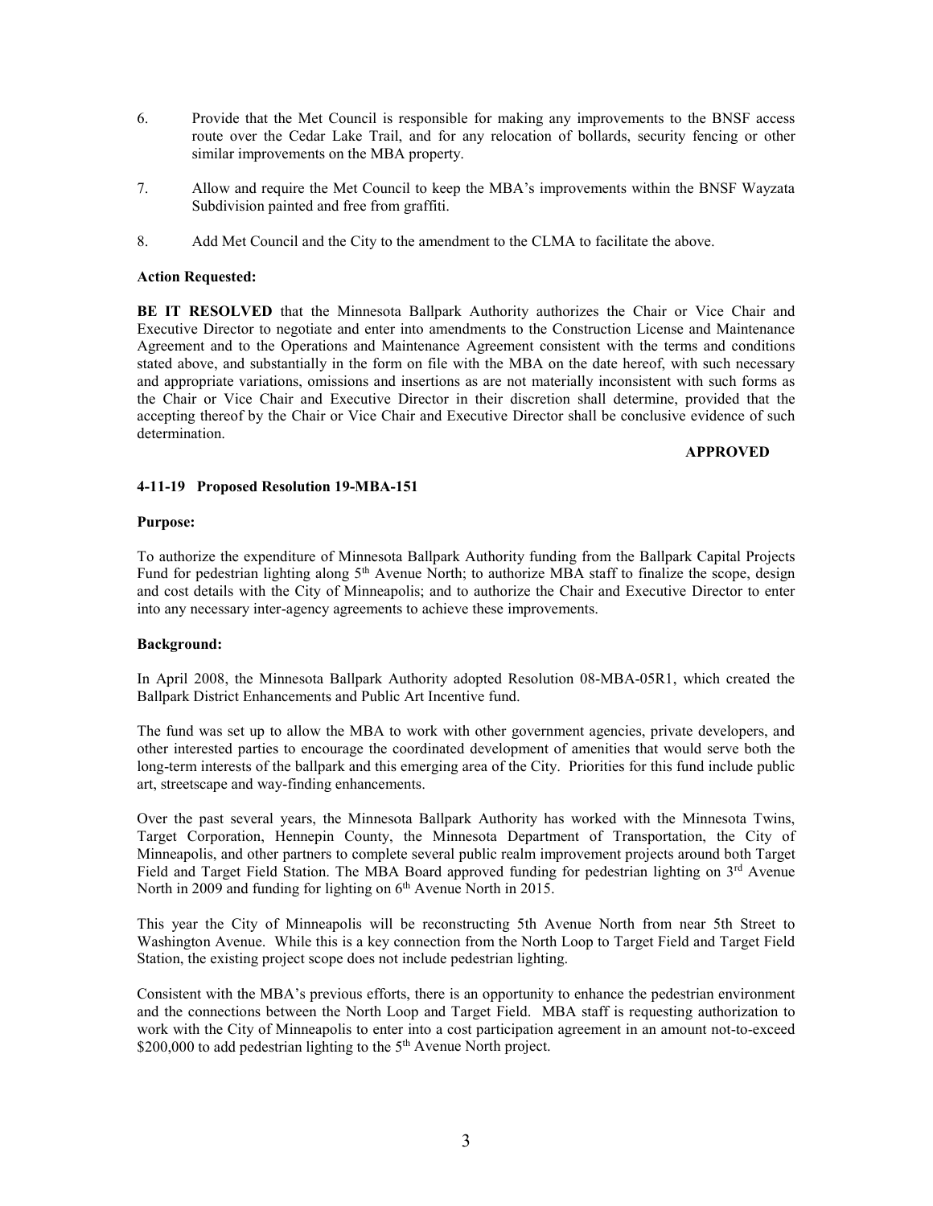6. Provide that the Met Council is responsible for making any improvements to the BNSF access route over the Cedar Lake Trail, and for any relocation of bollards, security fencing or other similar improvements on the MBA property.

7. Allow and require the Met Council to keep the MBA's improvements within the BNSF Wayzata Subdivision painted and free from graffiti.

8. Add Met Council and the City to the amendment to the CLMA to facilitate the above.

**Action Requested:**

**BE IT RESOLVED** that the Minnesota Ballpark Authority authorizes the Chair or Vice Chair and Executive Director to negotiate and enter into amendments to the Construction License and Maintenance Agreement and to the Operations and Maintenance Agreement consistent with the terms and conditions stated above, and substantially in the form on file with the MBA on the date hereof, with such necessary and appropriate variations, omissions and insertions as are not materially inconsistent with such forms as the Chair or Vice Chair and Executive Director in their discretion shall determine, provided that the accepting thereof by the Chair or Vice Chair and Executive Director shall be conclusive evidence of such determination.

**APPROVED**

**4-11-19 Proposed Resolution 19-MBA-151**

**Purpose:**

To authorize the expenditure of Minnesota Ballpark Authority funding from the Ballpark Capital Projects Fund for pedestrian lighting along 5th Avenue North; to authorize MBA staff to finalize the scope, design and cost details with the City of Minneapolis; and to authorize the Chair and Executive Director to enter into any necessary inter-agency agreements to achieve these improvements.

**Background:**

In April 2008, the Minnesota Ballpark Authority adopted Resolution 08-MBA-05R1, which created the Ballpark District Enhancements and Public Art Incentive fund.

The fund was set up to allow the MBA to work with other government agencies, private developers, and other interested parties to encourage the coordinated development of amenities that would serve both the long-term interests of the ballpark and this emerging area of the City. Priorities for this fund include public art, streetscape and way-finding enhancements.

Over the past several years, the Minnesota Ballpark Authority has worked with the Minnesota Twins, Target Corporation, Hennepin County, the Minnesota Department of Transportation, the City of Minneapolis, and other partners to complete several public realm improvement projects around both Target Field and Target Field Station. The MBA Board approved funding for pedestrian lighting on 3rd Avenue North in 2009 and funding for lighting on 6th Avenue North in 2015.

This year the City of Minneapolis will be reconstructing 5th Avenue North from near 5th Street to Washington Avenue. While this is a key connection from the North Loop to Target Field and Target Field Station, the existing project scope does not include pedestrian lighting.

Consistent with the MBA's previous efforts, there is an opportunity to enhance the pedestrian environment and the connections between the North Loop and Target Field. MBA staff is requesting authorization to work with the City of Minneapolis to enter into a cost participation agreement in an amount not-to-exceed $200,000 to add pedestrian lighting to the 5th Avenue North project.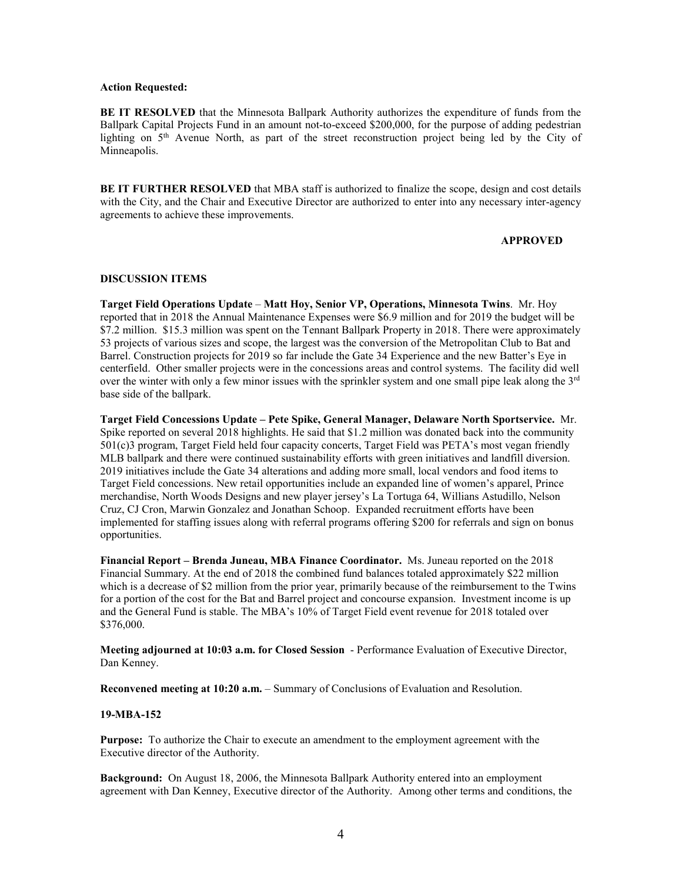**Action Requested:**

**BE IT RESOLVED** that the Minnesota Ballpark Authority authorizes the expenditure of funds from the Ballpark Capital Projects Fund in an amount not-to-exceed $200,000, for the purpose of adding pedestrian lighting on 5th Avenue North, as part of the street reconstruction project being led by the City of Minneapolis.

**BE IT FURTHER RESOLVED** that MBA staff is authorized to finalize the scope, design and cost details with the City, and the Chair and Executive Director are authorized to enter into any necessary inter-agency agreements to achieve these improvements.

**APPROVED**

**DISCUSSION ITEMS**

**Target Field Operations Update** – **Matt Hoy, Senior VP, Operations, Minnesota Twins**. Mr. Hoy reported that in 2018 the Annual Maintenance Expenses were $6.9 million and for 2019 the budget will be $7.2 million. $15.3 million was spent on the Tennant Ballpark Property in 2018. There were approximately 53 projects of various sizes and scope, the largest was the conversion of the Metropolitan Club to Bat and Barrel. Construction projects for 2019 so far include the Gate 34 Experience and the new Batter's Eye in centerfield. Other smaller projects were in the concessions areas and control systems. The facility did well over the winter with only a few minor issues with the sprinkler system and one small pipe leak along the 3rd base side of the ballpark.

**Target Field Concessions Update – Pete Spike, General Manager, Delaware North Sportservice.** Mr. Spike reported on several 2018 highlights. He said that $1.2 million was donated back into the community 501(c)3 program, Target Field held four capacity concerts, Target Field was PETA's most vegan friendly MLB ballpark and there were continued sustainability efforts with green initiatives and landfill diversion. 2019 initiatives include the Gate 34 alterations and adding more small, local vendors and food items to Target Field concessions. New retail opportunities include an expanded line of women's apparel, Prince merchandise, North Woods Designs and new player jersey's La Tortuga 64, Willians Astudillo, Nelson Cruz, CJ Cron, Marwin Gonzalez and Jonathan Schoop. Expanded recruitment efforts have been implemented for staffing issues along with referral programs offering $200 for referrals and sign on bonus opportunities.

**Financial Report – Brenda Juneau, MBA Finance Coordinator.** Ms. Juneau reported on the 2018 Financial Summary. At the end of 2018 the combined fund balances totaled approximately $22 million which is a decrease of $2 million from the prior year, primarily because of the reimbursement to the Twins for a portion of the cost for the Bat and Barrel project and concourse expansion. Investment income is up and the General Fund is stable. The MBA's 10% of Target Field event revenue for 2018 totaled over $376,000.

**Meeting adjourned at 10:03 a.m. for Closed Session** - Performance Evaluation of Executive Director, Dan Kenney.

**Reconvened meeting at 10:20 a.m.** – Summary of Conclusions of Evaluation and Resolution.

**19-MBA-152**

**Purpose:** To authorize the Chair to execute an amendment to the employment agreement with the Executive director of the Authority.

**Background:** On August 18, 2006, the Minnesota Ballpark Authority entered into an employment agreement with Dan Kenney, Executive director of the Authority. Among other terms and conditions, the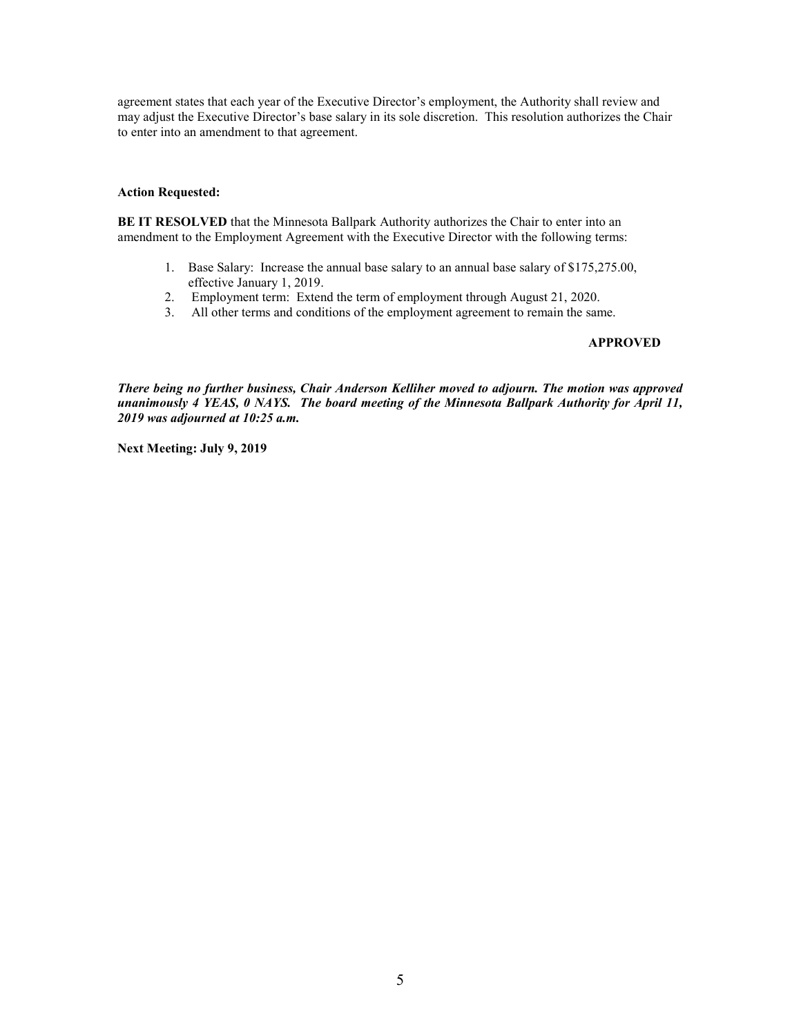agreement states that each year of the Executive Director's employment, the Authority shall review and may adjust the Executive Director's base salary in its sole discretion. This resolution authorizes the Chair to enter into an amendment to that agreement.

**Action Requested:**

**BE IT RESOLVED** that the Minnesota Ballpark Authority authorizes the Chair to enter into an amendment to the Employment Agreement with the Executive Director with the following terms:

1. Base Salary: Increase the annual base salary to an annual base salary of $175,275.00, effective January 1, 2019.
2. Employment term: Extend the term of employment through August 21, 2020.
3. All other terms and conditions of the employment agreement to remain the same.

**APPROVED**

***There being no further business, Chair Anderson Kelliher moved to adjourn. The motion was approved unanimously 4 YEAS, 0 NAYS. The board meeting of the Minnesota Ballpark Authority for April 11, 2019 was adjourned at 10:25 a.m.***

**Next Meeting: July 9, 2019**